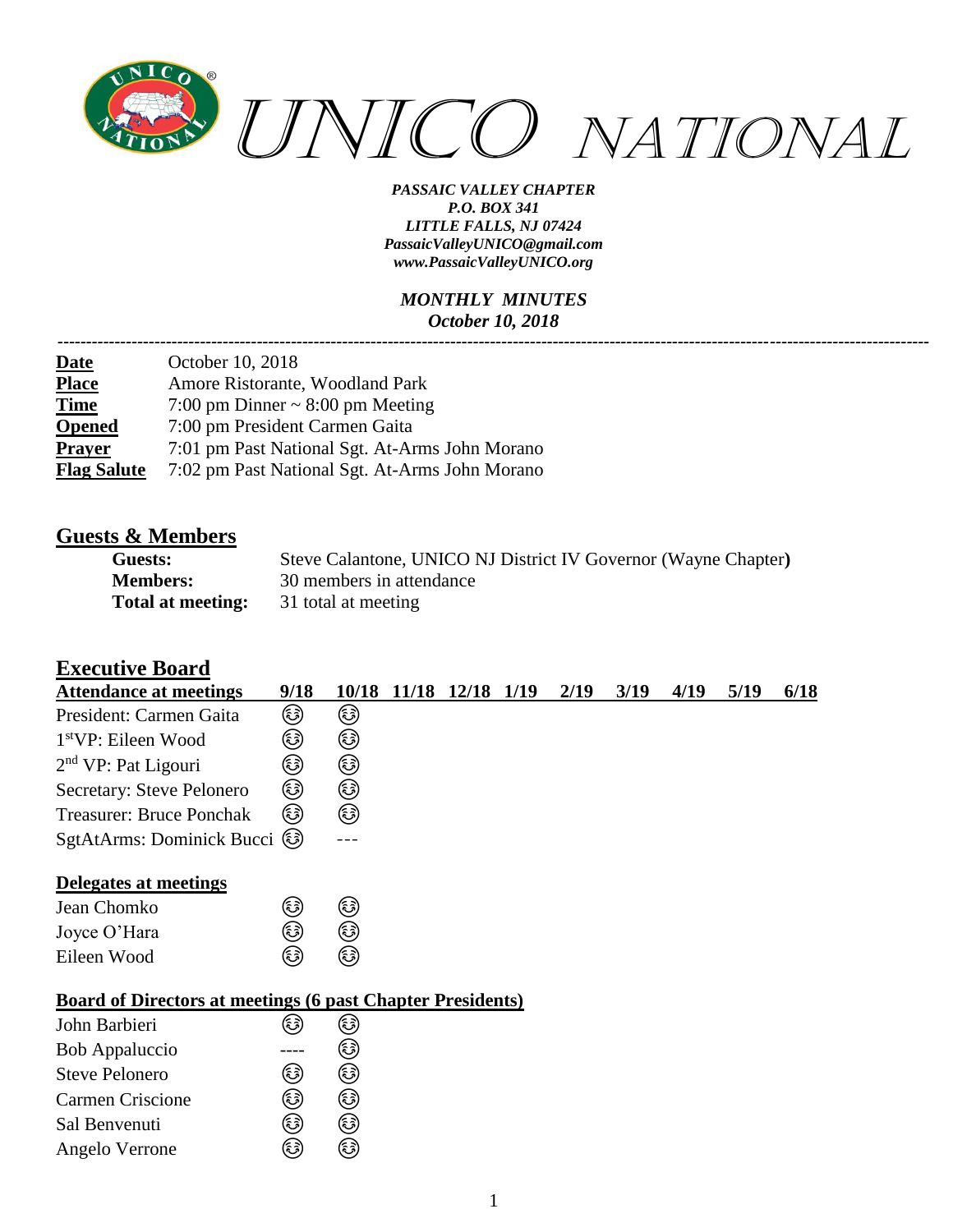# UNICO NATIONAL

***PASSAIC VALLEY CHAPTER***
***P.O. BOX 341***
***LITTLE FALLS, NJ 07424***
***PassaicValleyUNICO@gmail.com***
***www.PassaicValleyUNICO.org***

***MONTHLY MINUTES***
***October 10, 2018***

---

| | |
|---|---|
| **Date** | October 10, 2018 |
| **Place** | Amore Ristorante, Woodland Park |
| **Time** | 7:00 pm Dinner ~ 8:00 pm Meeting |
| **Opened** | 7:00 pm President Carmen Gaita |
| **Prayer** | 7:01 pm Past National Sgt. At-Arms John Morano |
| **Flag Salute** | 7:02 pm Past National Sgt. At-Arms John Morano |

## Guests & Members

| | |
|---|---|
| **Guests:** | Steve Calantone, UNICO NJ District IV Governor (Wayne Chapter**)** |
| **Members:** | 30 members in attendance |
| **Total at meeting:** | 31 total at meeting |

## Executive Board

| Attendance at meetings | 9/18 | 10/18 | 11/18 | 12/18 | 1/19 | 2/19 | 3/19 | 4/19 | 5/19 | 6/18 |
|---|---|---|---|---|---|---|---|---|---|---|
| President: Carmen Gaita | 😊 | 😊 | | | | | | | | |
| 1stVP: Eileen Wood | 😊 | 😊 | | | | | | | | |
| 2nd VP: Pat Ligouri | 😊 | 😊 | | | | | | | | |
| Secretary: Steve Pelonero | 😊 | 😊 | | | | | | | | |
| Treasurer: Bruce Ponchak | 😊 | 😊 | | | | | | | | |
| SgtAtArms: Dominick Bucci | 😊 | --- | | | | | | | | |

**Delegates at meetings**

| | | |
|---|---|---|
| Jean Chomko | 😊 | 😊 |
| Joyce O'Hara | 😊 | 😊 |
| Eileen Wood | 😊 | 😊 |

**Board of Directors at meetings (6 past Chapter Presidents)**

| | | |
|---|---|---|
| John Barbieri | 😊 | 😊 |
| Bob Appaluccio | ---- | 😊 |
| Steve Pelonero | 😊 | 😊 |
| Carmen Criscione | 😊 | 😊 |
| Sal Benvenuti | 😊 | 😊 |
| Angelo Verrone | 😊 | 😊 |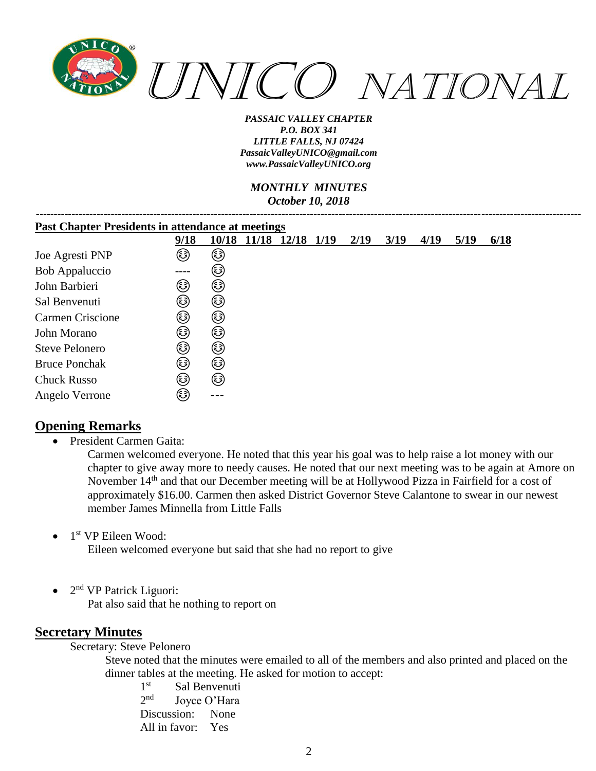*UNICO NATIONAL*

*PASSAIC VALLEY CHAPTER*
*P.O. BOX 341*
*LITTLE FALLS, NJ 07424*
*PassaicValleyUNICO@gmail.com*
*www.PassaicValleyUNICO.org*

*MONTHLY MINUTES*
*October 10, 2018*

---

**Past Chapter Presidents in attendance at meetings**

| | 9/18 | 10/18 | 11/18 | 12/18 | 1/19 | 2/19 | 3/19 | 4/19 | 5/19 | 6/18 |
|---|---|---|---|---|---|---|---|---|---|---|
| Joe Agresti PNP | 😊 | 😊 | | | | | | | | |
| Bob Appaluccio | ---- | 😊 | | | | | | | | |
| John Barbieri | 😊 | 😊 | | | | | | | | |
| Sal Benvenuti | 😊 | 😊 | | | | | | | | |
| Carmen Criscione | 😊 | 😊 | | | | | | | | |
| John Morano | 😊 | 😊 | | | | | | | | |
| Steve Pelonero | 😊 | 😊 | | | | | | | | |
| Bruce Ponchak | 😊 | 😊 | | | | | | | | |
| Chuck Russo | 😊 | 😊 | | | | | | | | |
| Angelo Verrone | 😊 | --- | | | | | | | | |

## Opening Remarks

- President Carmen Gaita:

  Carmen welcomed everyone. He noted that this year his goal was to help raise a lot money with our chapter to give away more to needy causes. He noted that our next meeting was to be again at Amore on November 14th and that our December meeting will be at Hollywood Pizza in Fairfield for a cost of approximately $16.00. Carmen then asked District Governor Steve Calantone to swear in our newest member James Minnella from Little Falls

- 1st VP Eileen Wood:

  Eileen welcomed everyone but said that she had no report to give

- 2nd VP Patrick Liguori:

  Pat also said that he nothing to report on

## Secretary Minutes

Secretary: Steve Pelonero

Steve noted that the minutes were emailed to all of the members and also printed and placed on the dinner tables at the meeting. He asked for motion to accept:

1st Sal Benvenuti
2nd Joyce O'Hara
Discussion: None
All in favor: Yes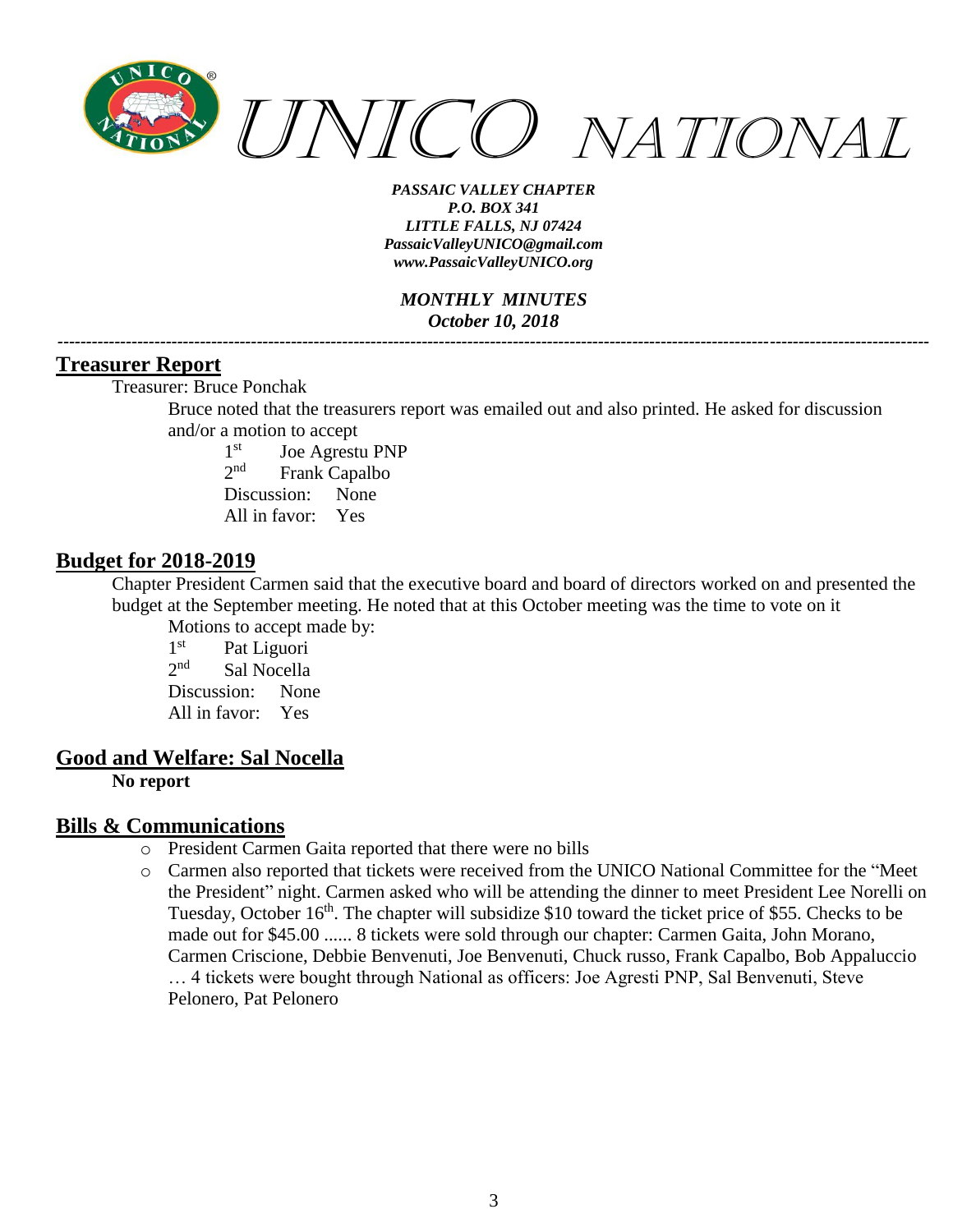*PASSAIC VALLEY CHAPTER*
*P.O. BOX 341*
*LITTLE FALLS, NJ 07424*
*PassaicValleyUNICO@gmail.com*
*www.PassaicValleyUNICO.org*

*MONTHLY MINUTES*
*October 10, 2018*

---

## Treasurer Report

Treasurer: Bruce Ponchak

Bruce noted that the treasurers report was emailed out and also printed. He asked for discussion and/or a motion to accept

1st Joe Agrestu PNP
2nd Frank Capalbo
Discussion: None
All in favor: Yes

## Budget for 2018-2019

Chapter President Carmen said that the executive board and board of directors worked on and presented the budget at the September meeting. He noted that at this October meeting was the time to vote on it

Motions to accept made by:
1st Pat Liguori
2nd Sal Nocella
Discussion: None
All in favor: Yes

## Good and Welfare: Sal Nocella

**No report**

## Bills & Communications

- President Carmen Gaita reported that there were no bills
- Carmen also reported that tickets were received from the UNICO National Committee for the "Meet the President" night. Carmen asked who will be attending the dinner to meet President Lee Norelli on Tuesday, October 16th. The chapter will subsidize $10 toward the ticket price of $55. Checks to be made out for $45.00 ...... 8 tickets were sold through our chapter: Carmen Gaita, John Morano, Carmen Criscione, Debbie Benvenuti, Joe Benvenuti, Chuck russo, Frank Capalbo, Bob Appaluccio … 4 tickets were bought through National as officers: Joe Agresti PNP, Sal Benvenuti, Steve Pelonero, Pat Pelonero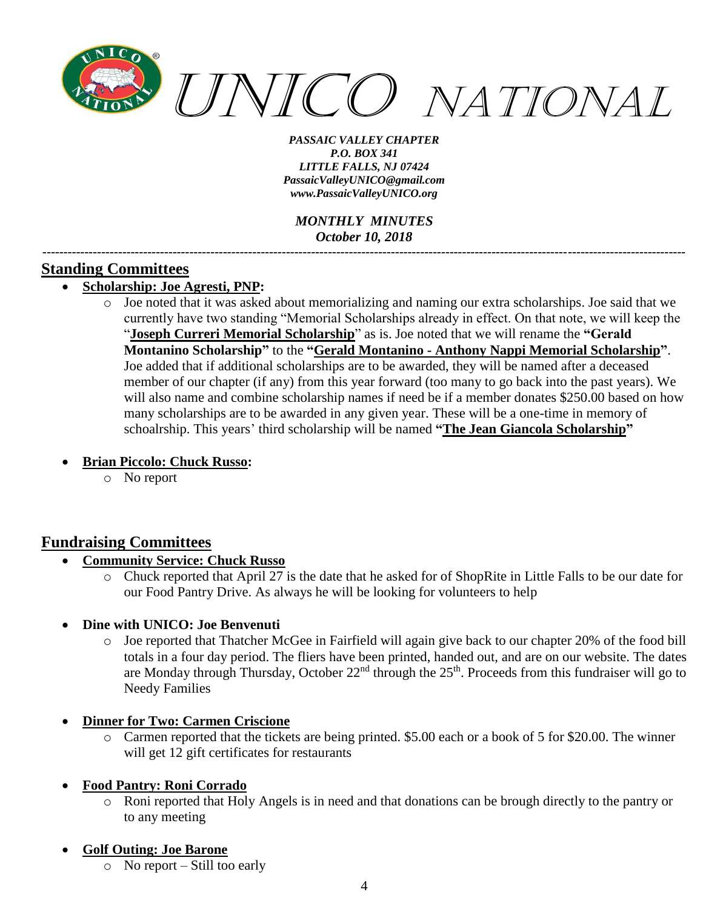## Standing Committees

- **Scholarship: Joe Agresti, PNP:**
  - Joe noted that it was asked about memorializing and naming our extra scholarships. Joe said that we currently have two standing "Memorial Scholarships already in effect. On that note, we will keep the "**Joseph Curreri Memorial Scholarship**" as is. Joe noted that we will rename the **"Gerald Montanino Scholarship"** to the **"Gerald Montanino - Anthony Nappi Memorial Scholarship"**. Joe added that if additional scholarships are to be awarded, they will be named after a deceased member of our chapter (if any) from this year forward (too many to go back into the past years). We will also name and combine scholarship names if need be if a member donates $250.00 based on how many scholarships are to be awarded in any given year. These will be a one-time in memory of schoalrship. This years' third scholarship will be named **"The Jean Giancola Scholarship"**

- **Brian Piccolo: Chuck Russo:**
  - No report

## Fundraising Committees

- **Community Service: Chuck Russo**
  - Chuck reported that April 27 is the date that he asked for of ShopRite in Little Falls to be our date for our Food Pantry Drive. As always he will be looking for volunteers to help

- **Dine with UNICO: Joe Benvenuti**
  - Joe reported that Thatcher McGee in Fairfield will again give back to our chapter 20% of the food bill totals in a four day period. The fliers have been printed, handed out, and are on our website. The dates are Monday through Thursday, October 22nd through the 25th. Proceeds from this fundraiser will go to Needy Families

- **Dinner for Two: Carmen Criscione**
  - Carmen reported that the tickets are being printed. $5.00 each or a book of 5 for $20.00. The winner will get 12 gift certificates for restaurants

- **Food Pantry: Roni Corrado**
  - Roni reported that Holy Angels is in need and that donations can be brough directly to the pantry or to any meeting

- **Golf Outing: Joe Barone**
  - No report – Still too early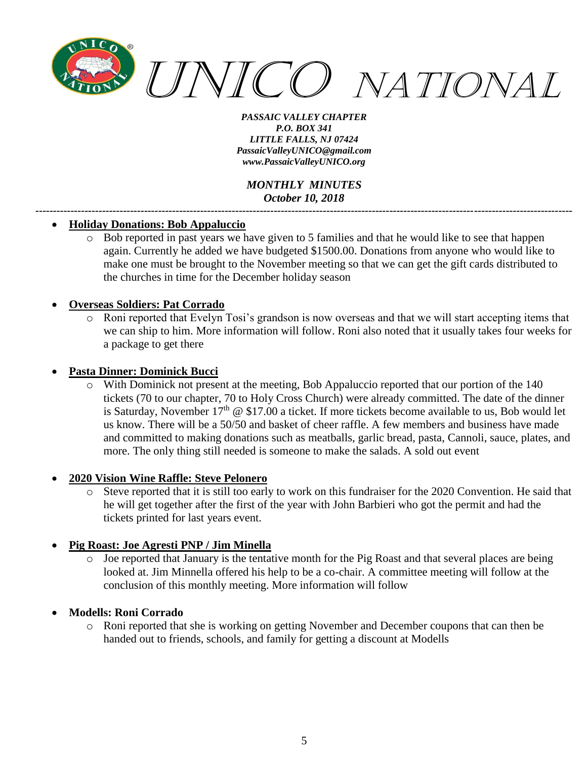- **Holiday Donations: Bob Appaluccio**
  - Bob reported in past years we have given to 5 families and that he would like to see that happen again. Currently he added we have budgeted $1500.00. Donations from anyone who would like to make one must be brought to the November meeting so that we can get the gift cards distributed to the churches in time for the December holiday season

- **Overseas Soldiers: Pat Corrado**
  - Roni reported that Evelyn Tosi's grandson is now overseas and that we will start accepting items that we can ship to him. More information will follow. Roni also noted that it usually takes four weeks for a package to get there

- **Pasta Dinner: Dominick Bucci**
  - With Dominick not present at the meeting, Bob Appaluccio reported that our portion of the 140 tickets (70 to our chapter, 70 to Holy Cross Church) were already committed. The date of the dinner is Saturday, November 17th @ $17.00 a ticket. If more tickets become available to us, Bob would let us know. There will be a 50/50 and basket of cheer raffle. A few members and business have made and committed to making donations such as meatballs, garlic bread, pasta, Cannoli, sauce, plates, and more. The only thing still needed is someone to make the salads. A sold out event

- **2020 Vision Wine Raffle: Steve Pelonero**
  - Steve reported that it is still too early to work on this fundraiser for the 2020 Convention. He said that he will get together after the first of the year with John Barbieri who got the permit and had the tickets printed for last years event.

- **Pig Roast: Joe Agresti PNP / Jim Minella**
  - Joe reported that January is the tentative month for the Pig Roast and that several places are being looked at. Jim Minnella offered his help to be a co-chair. A committee meeting will follow at the conclusion of this monthly meeting. More information will follow

- **Modells: Roni Corrado**
  - Roni reported that she is working on getting November and December coupons that can then be handed out to friends, schools, and family for getting a discount at Modells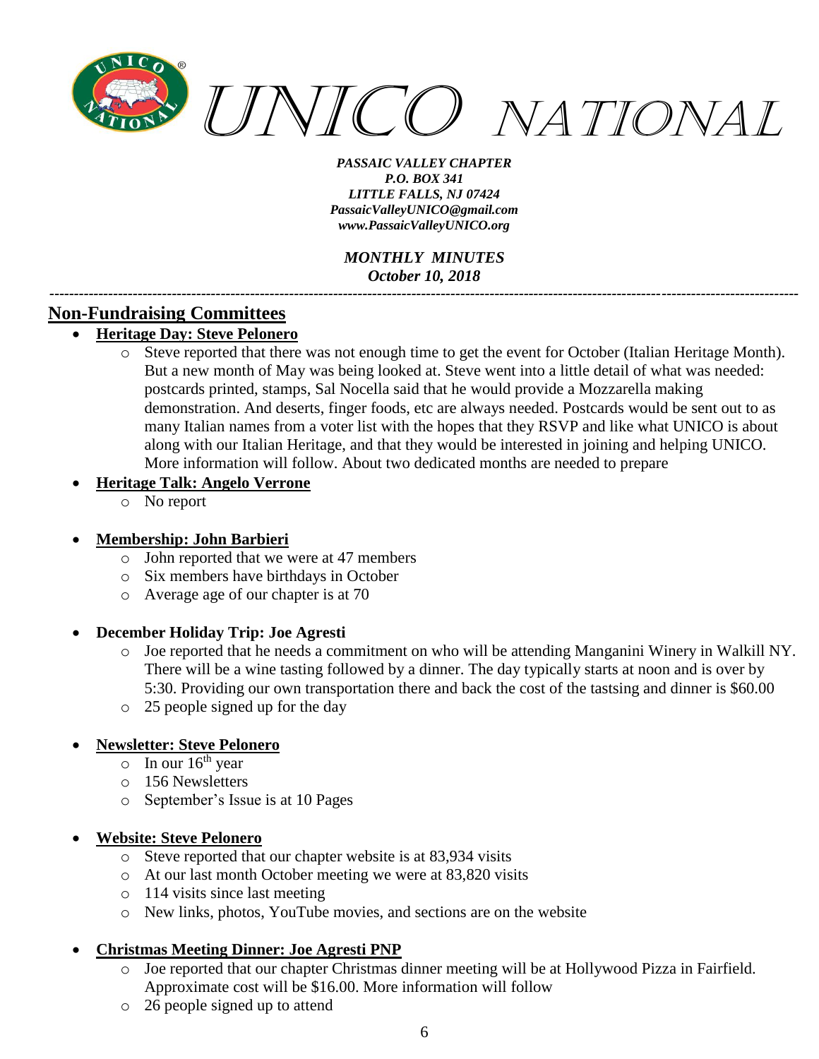## Non-Fundraising Committees

- **Heritage Day: Steve Pelonero**
  - Steve reported that there was not enough time to get the event for October (Italian Heritage Month). But a new month of May was being looked at. Steve went into a little detail of what was needed: postcards printed, stamps, Sal Nocella said that he would provide a Mozzarella making demonstration. And deserts, finger foods, etc are always needed. Postcards would be sent out to as many Italian names from a voter list with the hopes that they RSVP and like what UNICO is about along with our Italian Heritage, and that they would be interested in joining and helping UNICO. More information will follow. About two dedicated months are needed to prepare

- **Heritage Talk: Angelo Verrone**
  - No report

- **Membership: John Barbieri**
  - John reported that we were at 47 members
  - Six members have birthdays in October
  - Average age of our chapter is at 70

- **December Holiday Trip: Joe Agresti**
  - Joe reported that he needs a commitment on who will be attending Manganini Winery in Walkill NY. There will be a wine tasting followed by a dinner. The day typically starts at noon and is over by 5:30. Providing our own transportation there and back the cost of the tastsing and dinner is $60.00
  - 25 people signed up for the day

- **Newsletter: Steve Pelonero**
  - In our 16th year
  - 156 Newsletters
  - September's Issue is at 10 Pages

- **Website: Steve Pelonero**
  - Steve reported that our chapter website is at 83,934 visits
  - At our last month October meeting we were at 83,820 visits
  - 114 visits since last meeting
  - New links, photos, YouTube movies, and sections are on the website

- **Christmas Meeting Dinner: Joe Agresti PNP**
  - Joe reported that our chapter Christmas dinner meeting will be at Hollywood Pizza in Fairfield. Approximate cost will be $16.00. More information will follow
  - 26 people signed up to attend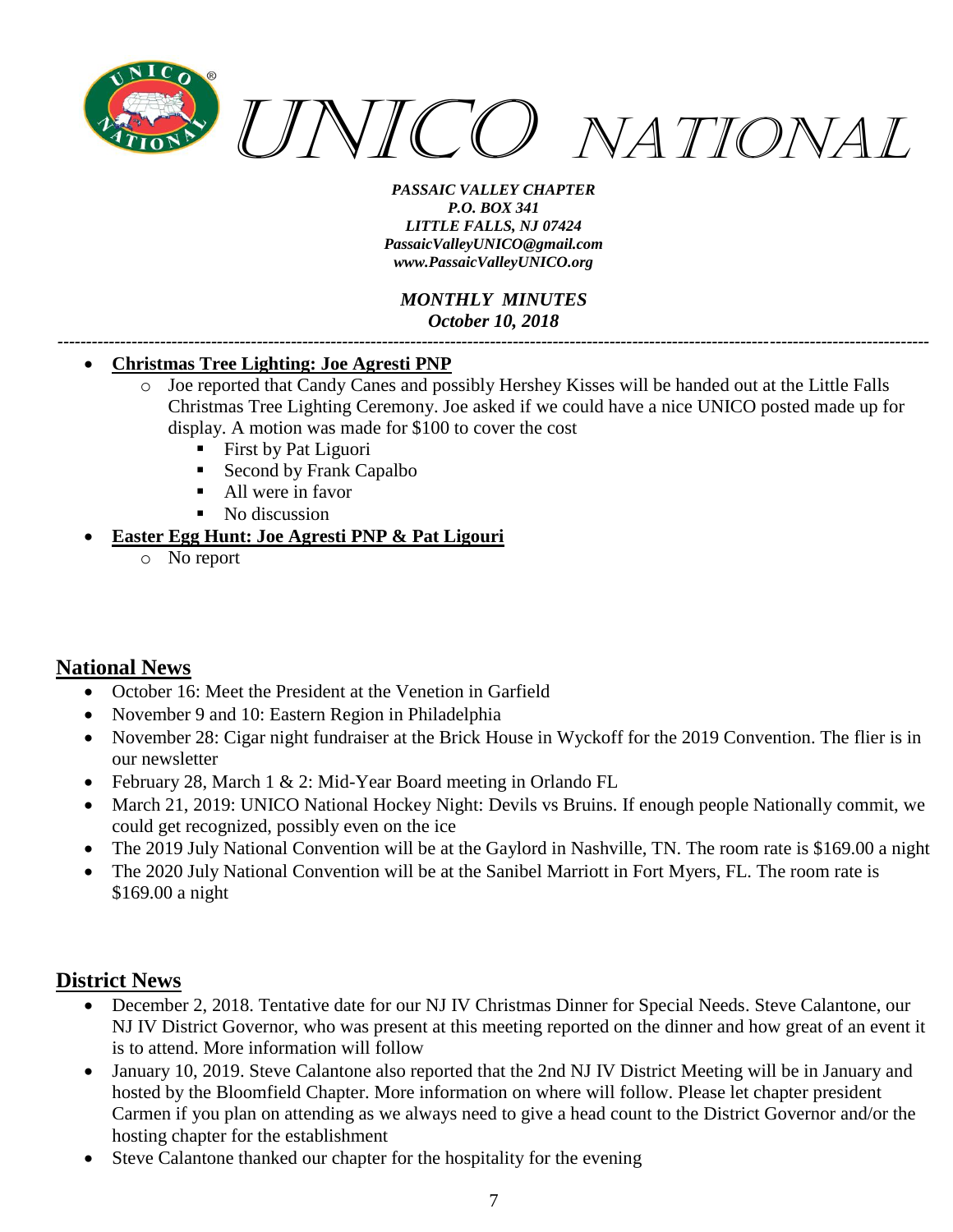- **Christmas Tree Lighting: Joe Agresti PNP**
  - Joe reported that Candy Canes and possibly Hershey Kisses will be handed out at the Little Falls Christmas Tree Lighting Ceremony. Joe asked if we could have a nice UNICO posted made up for display. A motion was made for $100 to cover the cost
    - First by Pat Liguori
    - Second by Frank Capalbo
    - All were in favor
    - No discussion
- **Easter Egg Hunt: Joe Agresti PNP & Pat Ligouri**
  - No report

## National News

- October 16: Meet the President at the Venetion in Garfield
- November 9 and 10: Eastern Region in Philadelphia
- November 28: Cigar night fundraiser at the Brick House in Wyckoff for the 2019 Convention. The flier is in our newsletter
- February 28, March 1 & 2: Mid-Year Board meeting in Orlando FL
- March 21, 2019: UNICO National Hockey Night: Devils vs Bruins. If enough people Nationally commit, we could get recognized, possibly even on the ice
- The 2019 July National Convention will be at the Gaylord in Nashville, TN. The room rate is $169.00 a night
- The 2020 July National Convention will be at the Sanibel Marriott in Fort Myers, FL. The room rate is $169.00 a night

## District News

- December 2, 2018. Tentative date for our NJ IV Christmas Dinner for Special Needs. Steve Calantone, our NJ IV District Governor, who was present at this meeting reported on the dinner and how great of an event it is to attend. More information will follow
- January 10, 2019. Steve Calantone also reported that the 2nd NJ IV District Meeting will be in January and hosted by the Bloomfield Chapter. More information on where will follow. Please let chapter president Carmen if you plan on attending as we always need to give a head count to the District Governor and/or the hosting chapter for the establishment
- Steve Calantone thanked our chapter for the hospitality for the evening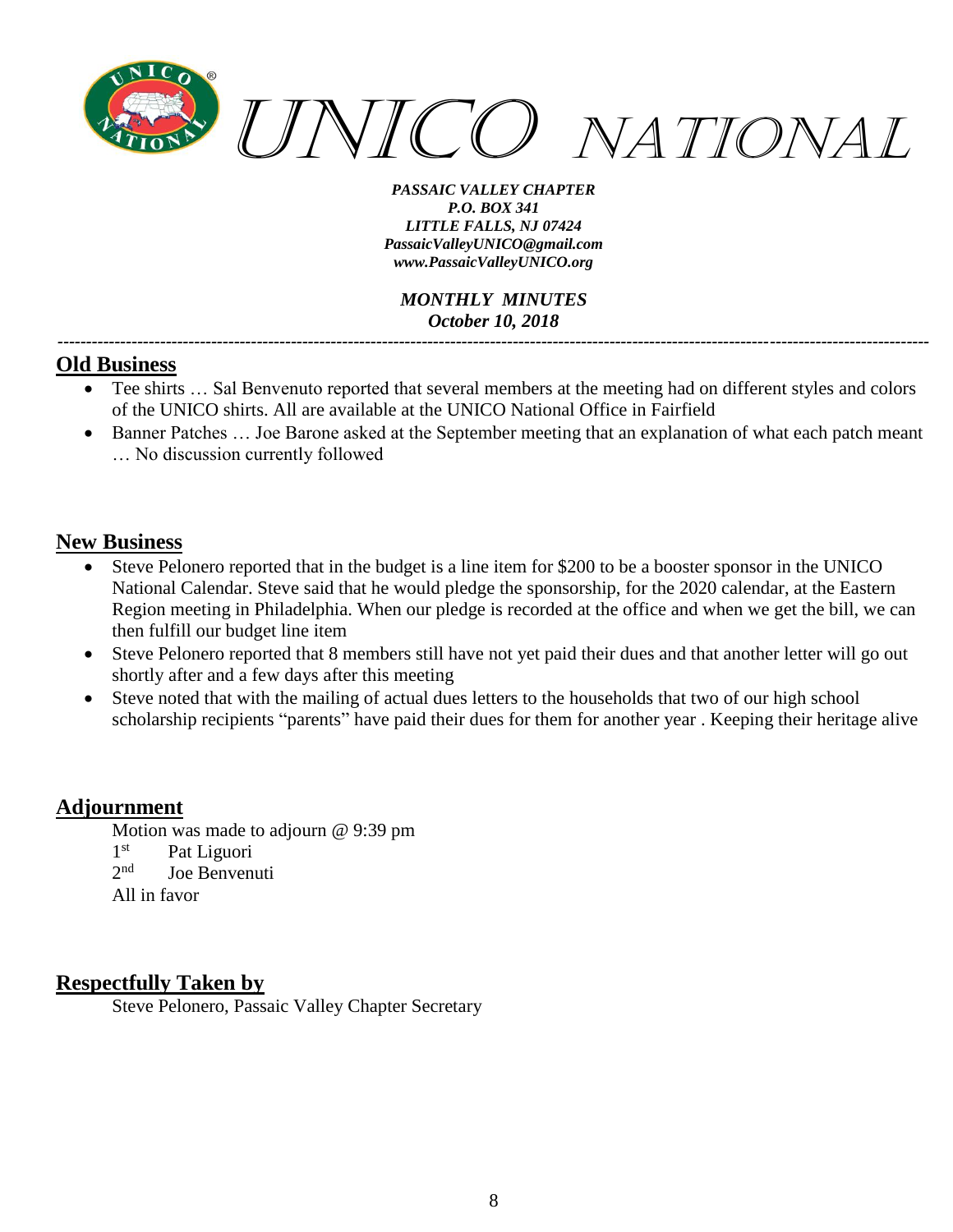## Old Business

- Tee shirts … Sal Benvenuto reported that several members at the meeting had on different styles and colors of the UNICO shirts. All are available at the UNICO National Office in Fairfield
- Banner Patches … Joe Barone asked at the September meeting that an explanation of what each patch meant … No discussion currently followed

## New Business

- Steve Pelonero reported that in the budget is a line item for $200 to be a booster sponsor in the UNICO National Calendar. Steve said that he would pledge the sponsorship, for the 2020 calendar, at the Eastern Region meeting in Philadelphia. When our pledge is recorded at the office and when we get the bill, we can then fulfill our budget line item
- Steve Pelonero reported that 8 members still have not yet paid their dues and that another letter will go out shortly after and a few days after this meeting
- Steve noted that with the mailing of actual dues letters to the households that two of our high school scholarship recipients "parents" have paid their dues for them for another year . Keeping their heritage alive

## Adjournment

Motion was made to adjourn @ 9:39 pm
1st Pat Liguori
2nd Joe Benvenuti
All in favor

## Respectfully Taken by

Steve Pelonero, Passaic Valley Chapter Secretary